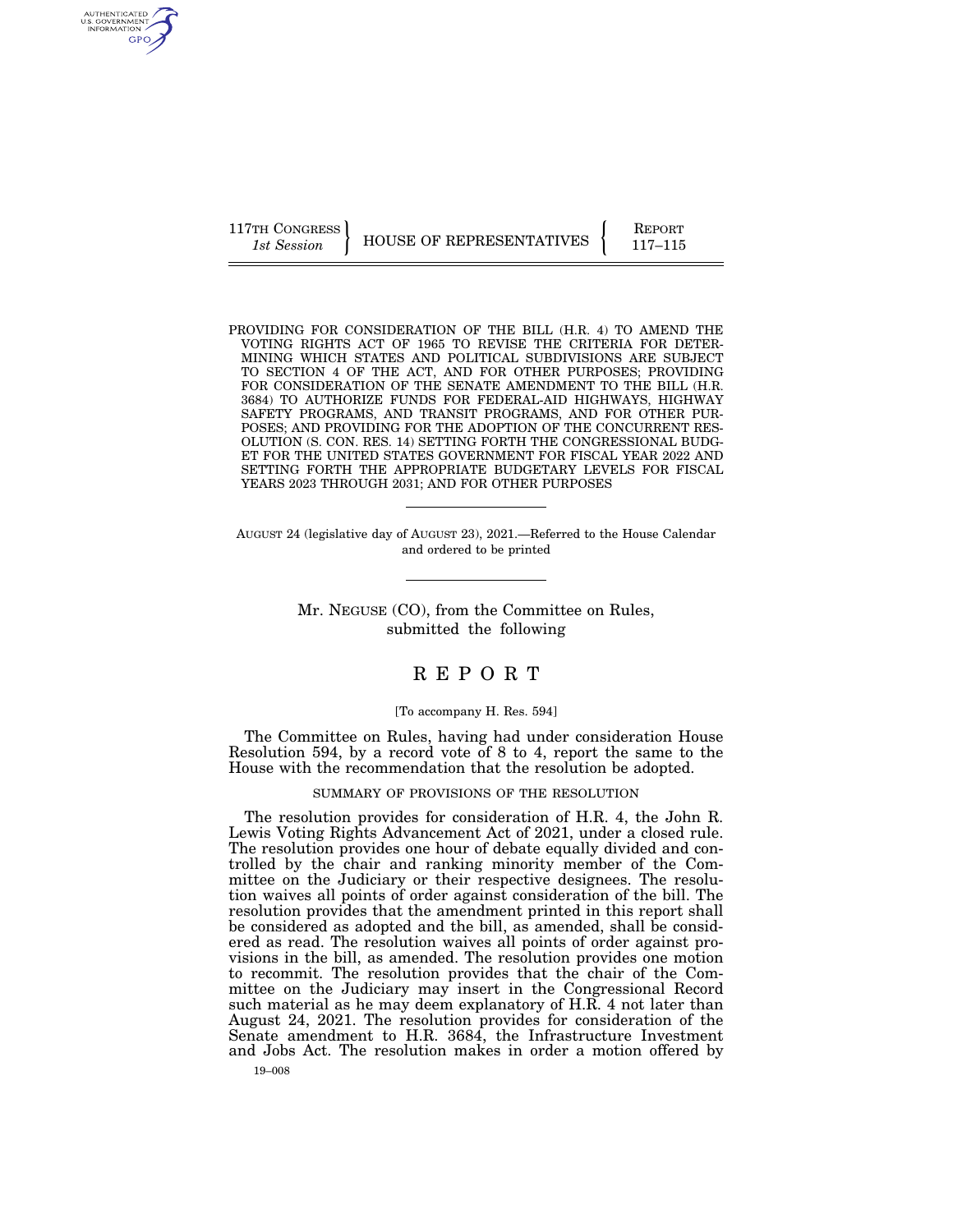117TH CONGRESS
*1st Session*

HOUSE OF REPRESENTATIVES

REPORT
117–115

PROVIDING FOR CONSIDERATION OF THE BILL (H.R. 4) TO AMEND THE VOTING RIGHTS ACT OF 1965 TO REVISE THE CRITERIA FOR DETERMINING WHICH STATES AND POLITICAL SUBDIVISIONS ARE SUBJECT TO SECTION 4 OF THE ACT, AND FOR OTHER PURPOSES; PROVIDING FOR CONSIDERATION OF THE SENATE AMENDMENT TO THE BILL (H.R. 3684) TO AUTHORIZE FUNDS FOR FEDERAL-AID HIGHWAYS, HIGHWAY SAFETY PROGRAMS, AND TRANSIT PROGRAMS, AND FOR OTHER PURPOSES; AND PROVIDING FOR THE ADOPTION OF THE CONCURRENT RESOLUTION (S. CON. RES. 14) SETTING FORTH THE CONGRESSIONAL BUDGET FOR THE UNITED STATES GOVERNMENT FOR FISCAL YEAR 2022 AND SETTING FORTH THE APPROPRIATE BUDGETARY LEVELS FOR FISCAL YEARS 2023 THROUGH 2031; AND FOR OTHER PURPOSES

---

AUGUST 24 (legislative day of AUGUST 23), 2021.—Referred to the House Calendar and ordered to be printed

---

Mr. NEGUSE (CO), from the Committee on Rules, submitted the following

# REPORT

[To accompany H. Res. 594]

The Committee on Rules, having had under consideration House Resolution 594, by a record vote of 8 to 4, report the same to the House with the recommendation that the resolution be adopted.

## SUMMARY OF PROVISIONS OF THE RESOLUTION

The resolution provides for consideration of H.R. 4, the John R. Lewis Voting Rights Advancement Act of 2021, under a closed rule. The resolution provides one hour of debate equally divided and controlled by the chair and ranking minority member of the Committee on the Judiciary or their respective designees. The resolution waives all points of order against consideration of the bill. The resolution provides that the amendment printed in this report shall be considered as adopted and the bill, as amended, shall be considered as read. The resolution waives all points of order against provisions in the bill, as amended. The resolution provides one motion to recommit. The resolution provides that the chair of the Committee on the Judiciary may insert in the Congressional Record such material as he may deem explanatory of H.R. 4 not later than August 24, 2021. The resolution provides for consideration of the Senate amendment to H.R. 3684, the Infrastructure Investment and Jobs Act. The resolution makes in order a motion offered by

19–008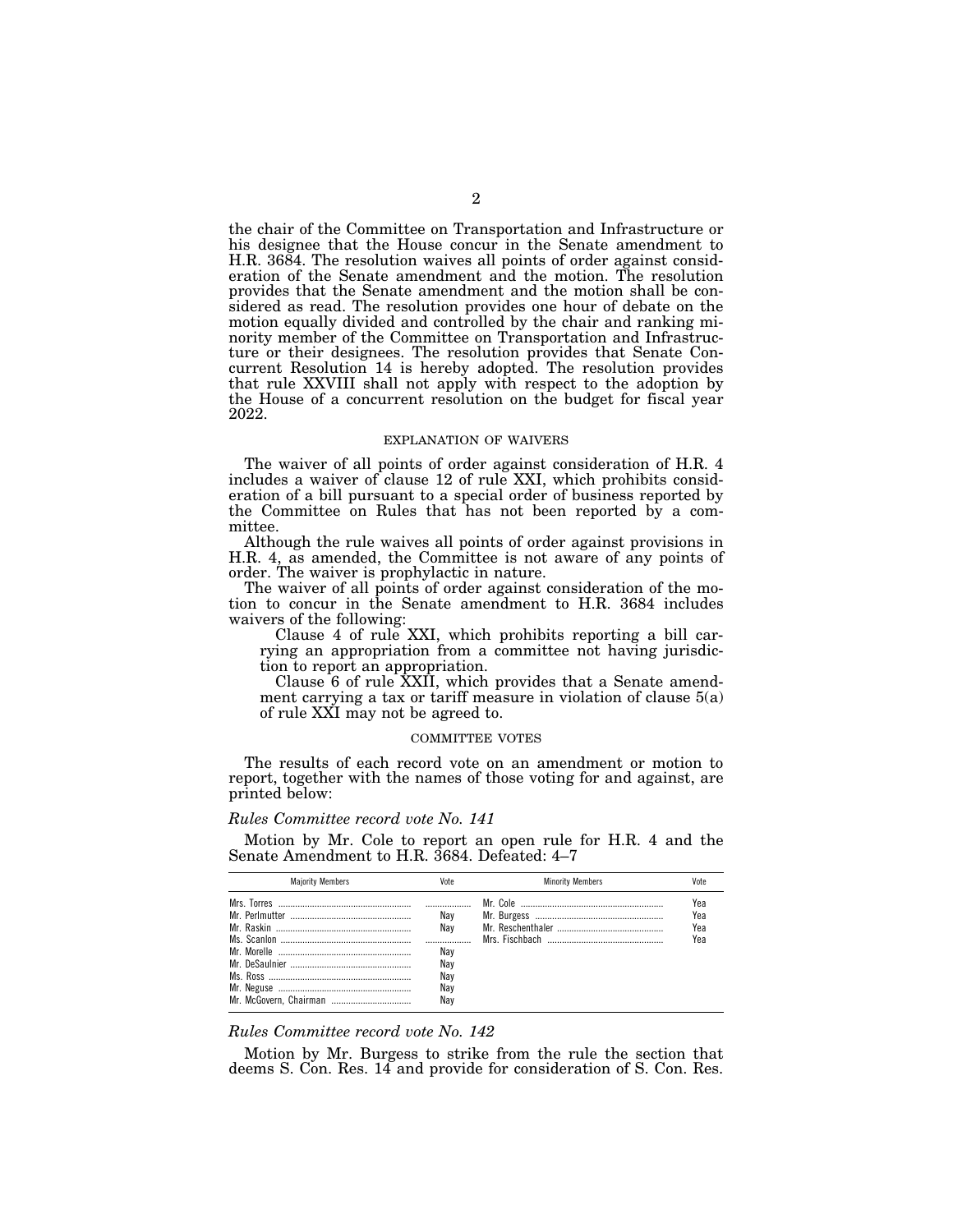the chair of the Committee on Transportation and Infrastructure or his designee that the House concur in the Senate amendment to H.R. 3684. The resolution waives all points of order against consideration of the Senate amendment and the motion. The resolution provides that the Senate amendment and the motion shall be considered as read. The resolution provides one hour of debate on the motion equally divided and controlled by the chair and ranking minority member of the Committee on Transportation and Infrastructure or their designees. The resolution provides that Senate Concurrent Resolution 14 is hereby adopted. The resolution provides that rule XXVIII shall not apply with respect to the adoption by the House of a concurrent resolution on the budget for fiscal year 2022.

## EXPLANATION OF WAIVERS

The waiver of all points of order against consideration of H.R. 4 includes a waiver of clause 12 of rule XXI, which prohibits consideration of a bill pursuant to a special order of business reported by the Committee on Rules that has not been reported by a committee.

Although the rule waives all points of order against provisions in H.R. 4, as amended, the Committee is not aware of any points of order. The waiver is prophylactic in nature.

The waiver of all points of order against consideration of the motion to concur in the Senate amendment to H.R. 3684 includes waivers of the following:

> Clause 4 of rule XXI, which prohibits reporting a bill carrying an appropriation from a committee not having jurisdiction to report an appropriation.
>
> Clause 6 of rule XXII, which provides that a Senate amendment carrying a tax or tariff measure in violation of clause 5(a) of rule XXI may not be agreed to.

## COMMITTEE VOTES

The results of each record vote on an amendment or motion to report, together with the names of those voting for and against, are printed below:

*Rules Committee record vote No. 141*

Motion by Mr. Cole to report an open rule for H.R. 4 and the Senate Amendment to H.R. 3684. Defeated: 4–7

| Majority Members | Vote | Minority Members | Vote |
|---|---|---|---|
| Mrs. Torres | | Mr. Cole | Yea |
| Mr. Perlmutter | Nay | Mr. Burgess | Yea |
| Mr. Raskin | Nay | Mr. Reschenthaler | Yea |
| Ms. Scanlon | | Mrs. Fischbach | Yea |
| Mr. Morelle | Nay | | |
| Mr. DeSaulnier | Nay | | |
| Ms. Ross | Nay | | |
| Mr. Neguse | Nay | | |
| Mr. McGovern, Chairman | Nay | | |

*Rules Committee record vote No. 142*

Motion by Mr. Burgess to strike from the rule the section that deems S. Con. Res. 14 and provide for consideration of S. Con. Res.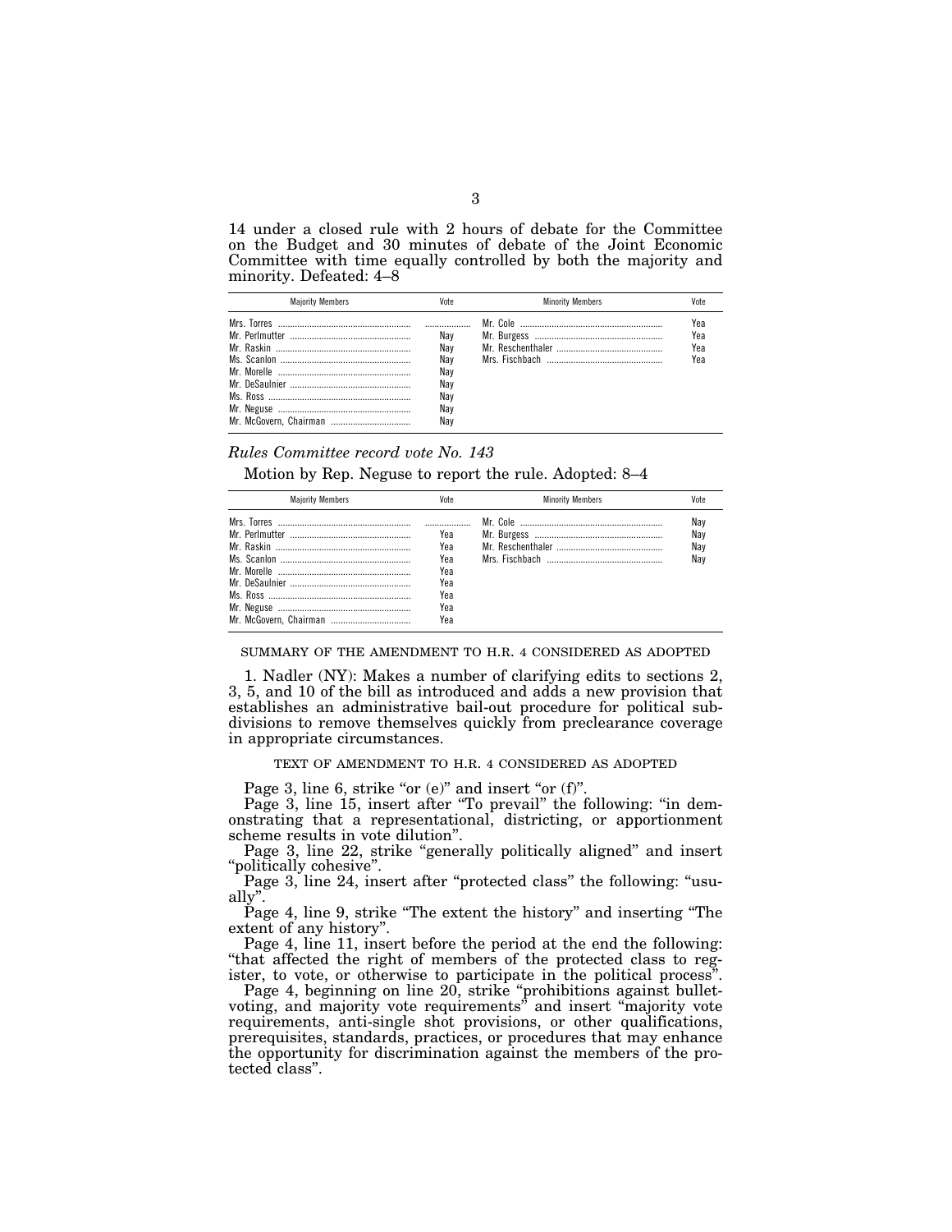14 under a closed rule with 2 hours of debate for the Committee on the Budget and 30 minutes of debate of the Joint Economic Committee with time equally controlled by both the majority and minority. Defeated: 4–8

| Majority Members | Vote | Minority Members | Vote |
|---|---|---|---|
| Mrs. Torres | ................ | Mr. Cole | Yea |
| Mr. Perlmutter | Nay | Mr. Burgess | Yea |
| Mr. Raskin | Nay | Mr. Reschenthaler | Yea |
| Ms. Scanlon | Nay | Mrs. Fischbach | Yea |
| Mr. Morelle | Nay | | |
| Mr. DeSaulnier | Nay | | |
| Ms. Ross | Nay | | |
| Mr. Neguse | Nay | | |
| Mr. McGovern, Chairman | Nay | | |

*Rules Committee record vote No. 143*

Motion by Rep. Neguse to report the rule. Adopted: 8–4

| Majority Members | Vote | Minority Members | Vote |
|---|---|---|---|
| Mrs. Torres | ................ | Mr. Cole | Nay |
| Mr. Perlmutter | Yea | Mr. Burgess | Nay |
| Mr. Raskin | Yea | Mr. Reschenthaler | Nay |
| Ms. Scanlon | Yea | Mrs. Fischbach | Nay |
| Mr. Morelle | Yea | | |
| Mr. DeSaulnier | Yea | | |
| Ms. Ross | Yea | | |
| Mr. Neguse | Yea | | |
| Mr. McGovern, Chairman | Yea | | |

SUMMARY OF THE AMENDMENT TO H.R. 4 CONSIDERED AS ADOPTED

1. Nadler (NY): Makes a number of clarifying edits to sections 2, 3, 5, and 10 of the bill as introduced and adds a new provision that establishes an administrative bail-out procedure for political subdivisions to remove themselves quickly from preclearance coverage in appropriate circumstances.

TEXT OF AMENDMENT TO H.R. 4 CONSIDERED AS ADOPTED

Page 3, line 6, strike "or (e)" and insert "or (f)".

Page 3, line 15, insert after "To prevail" the following: "in demonstrating that a representational, districting, or apportionment scheme results in vote dilution".

Page 3, line 22, strike "generally politically aligned" and insert "politically cohesive".

Page 3, line 24, insert after "protected class" the following: "usually".

Page 4, line 9, strike "The extent the history" and inserting "The extent of any history".

Page 4, line 11, insert before the period at the end the following: "that affected the right of members of the protected class to register, to vote, or otherwise to participate in the political process".

Page 4, beginning on line 20, strike "prohibitions against bullet-voting, and majority vote requirements" and insert "majority vote requirements, anti-single shot provisions, or other qualifications, prerequisites, standards, practices, or procedures that may enhance the opportunity for discrimination against the members of the protected class".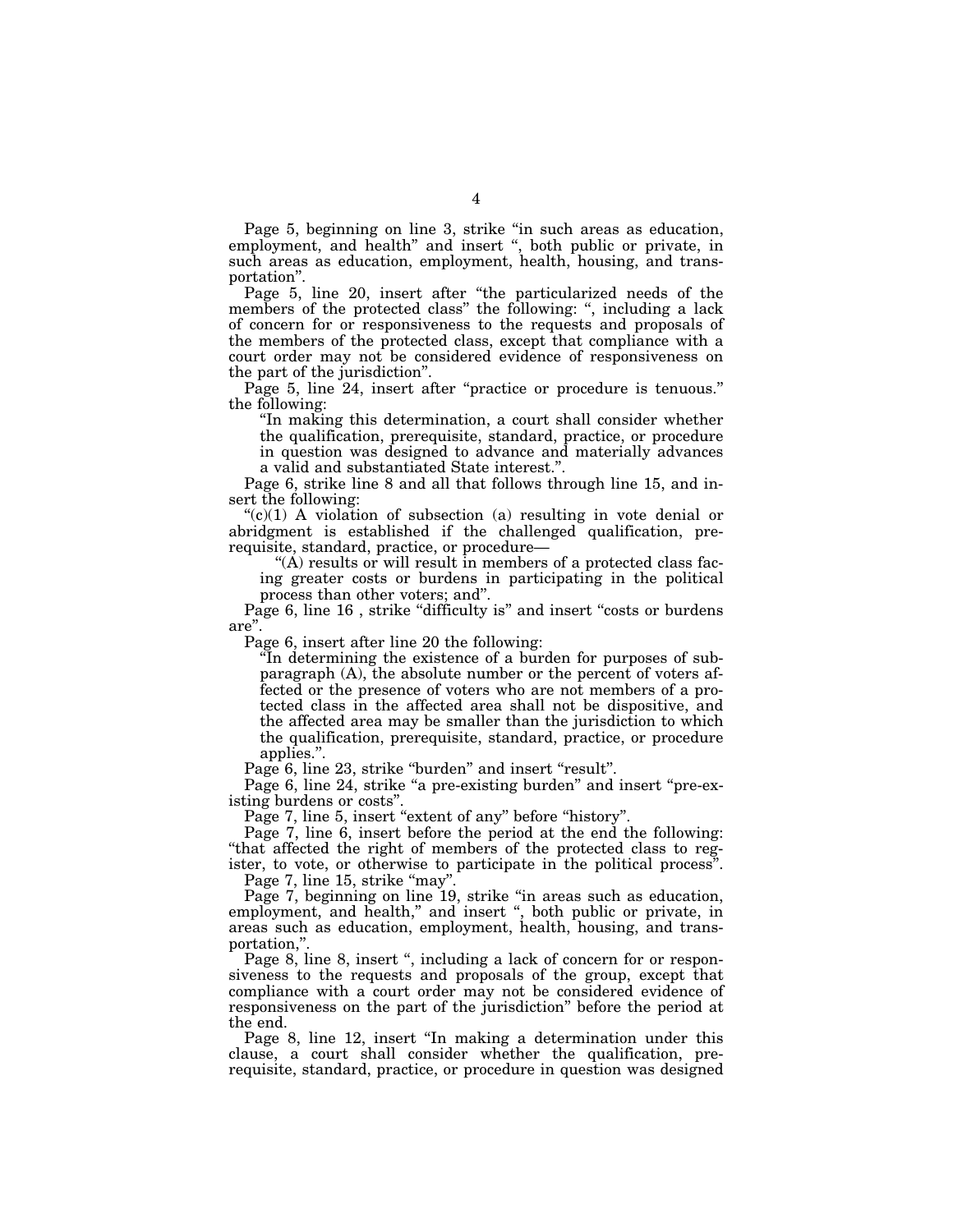Page 5, beginning on line 3, strike "in such areas as education, employment, and health" and insert ", both public or private, in such areas as education, employment, health, housing, and transportation".

Page 5, line 20, insert after "the particularized needs of the members of the protected class" the following: ", including a lack of concern for or responsiveness to the requests and proposals of the members of the protected class, except that compliance with a court order may not be considered evidence of responsiveness on the part of the jurisdiction".

Page 5, line 24, insert after "practice or procedure is tenuous." the following:

> "In making this determination, a court shall consider whether the qualification, prerequisite, standard, practice, or procedure in question was designed to advance and materially advances a valid and substantiated State interest.".

Page 6, strike line 8 and all that follows through line 15, and insert the following:

"(c)(1) A violation of subsection (a) resulting in vote denial or abridgment is established if the challenged qualification, prerequisite, standard, practice, or procedure—

> "(A) results or will result in members of a protected class facing greater costs or burdens in participating in the political process than other voters; and".

Page 6, line 16 , strike "difficulty is" and insert "costs or burdens are".

Page 6, insert after line 20 the following:

> "In determining the existence of a burden for purposes of subparagraph (A), the absolute number or the percent of voters affected or the presence of voters who are not members of a protected class in the affected area shall not be dispositive, and the affected area may be smaller than the jurisdiction to which the qualification, prerequisite, standard, practice, or procedure applies.".

Page 6, line 23, strike "burden" and insert "result".

Page 6, line 24, strike "a pre-existing burden" and insert "pre-existing burdens or costs".

Page 7, line 5, insert "extent of any" before "history".

Page 7, line 6, insert before the period at the end the following: "that affected the right of members of the protected class to register, to vote, or otherwise to participate in the political process".

Page 7, line 15, strike "may".

Page 7, beginning on line 19, strike "in areas such as education, employment, and health," and insert ", both public or private, in areas such as education, employment, health, housing, and transportation,".

Page 8, line 8, insert ", including a lack of concern for or responsiveness to the requests and proposals of the group, except that compliance with a court order may not be considered evidence of responsiveness on the part of the jurisdiction" before the period at the end.

Page 8, line 12, insert "In making a determination under this clause, a court shall consider whether the qualification, prerequisite, standard, practice, or procedure in question was designed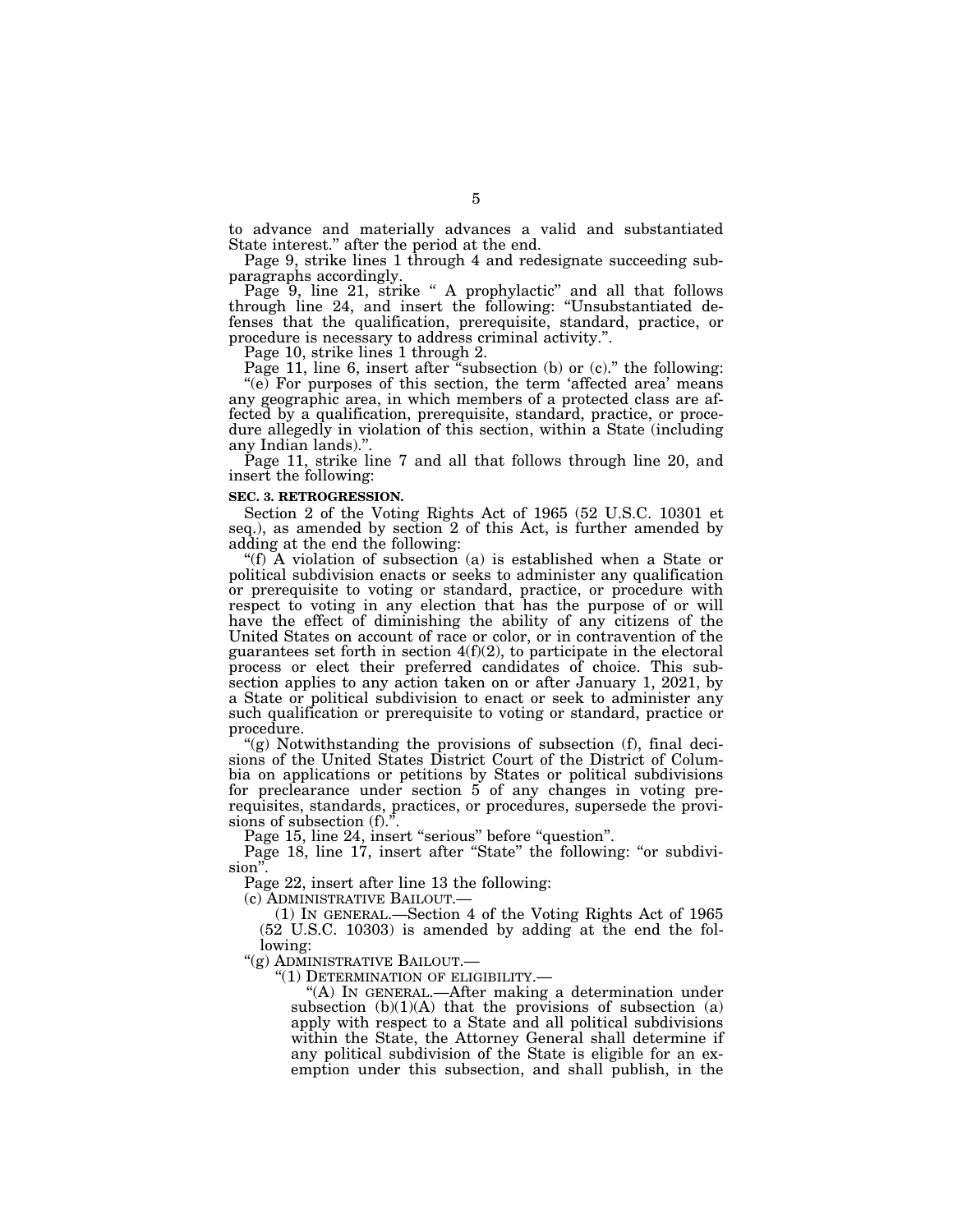to advance and materially advances a valid and substantiated State interest.'' after the period at the end.

Page 9, strike lines 1 through 4 and redesignate succeeding subparagraphs accordingly.

Page 9, line 21, strike '' A prophylactic'' and all that follows through line 24, and insert the following: ''Unsubstantiated defenses that the qualification, prerequisite, standard, practice, or procedure is necessary to address criminal activity.''.

Page 10, strike lines 1 through 2.

Page 11, line 6, insert after ''subsection (b) or (c).'' the following:

''(e) For purposes of this section, the term 'affected area' means any geographic area, in which members of a protected class are affected by a qualification, prerequisite, standard, practice, or procedure allegedly in violation of this section, within a State (including any Indian lands).''.

Page 11, strike line 7 and all that follows through line 20, and insert the following:

**SEC. 3. RETROGRESSION.**

Section 2 of the Voting Rights Act of 1965 (52 U.S.C. 10301 et seq.), as amended by section 2 of this Act, is further amended by adding at the end the following:

''(f) A violation of subsection (a) is established when a State or political subdivision enacts or seeks to administer any qualification or prerequisite to voting or standard, practice, or procedure with respect to voting in any election that has the purpose of or will have the effect of diminishing the ability of any citizens of the United States on account of race or color, or in contravention of the guarantees set forth in section 4(f)(2), to participate in the electoral process or elect their preferred candidates of choice. This subsection applies to any action taken on or after January 1, 2021, by a State or political subdivision to enact or seek to administer any such qualification or prerequisite to voting or standard, practice or procedure.

''(g) Notwithstanding the provisions of subsection (f), final decisions of the United States District Court of the District of Columbia on applications or petitions by States or political subdivisions for preclearance under section 5 of any changes in voting prerequisites, standards, practices, or procedures, supersede the provisions of subsection (f).''.

Page 15, line 24, insert ''serious'' before ''question''.

Page 18, line 17, insert after ''State'' the following: ''or subdivision''.

Page 22, insert after line 13 the following:

(c) ADMINISTRATIVE BAILOUT.—

(1) IN GENERAL.—Section 4 of the Voting Rights Act of 1965 (52 U.S.C. 10303) is amended by adding at the end the following:

''(g) ADMINISTRATIVE BAILOUT.—

''(1) DETERMINATION OF ELIGIBILITY.—

''(A) IN GENERAL.—After making a determination under subsection (b)(1)(A) that the provisions of subsection (a) apply with respect to a State and all political subdivisions within the State, the Attorney General shall determine if any political subdivision of the State is eligible for an exemption under this subsection, and shall publish, in the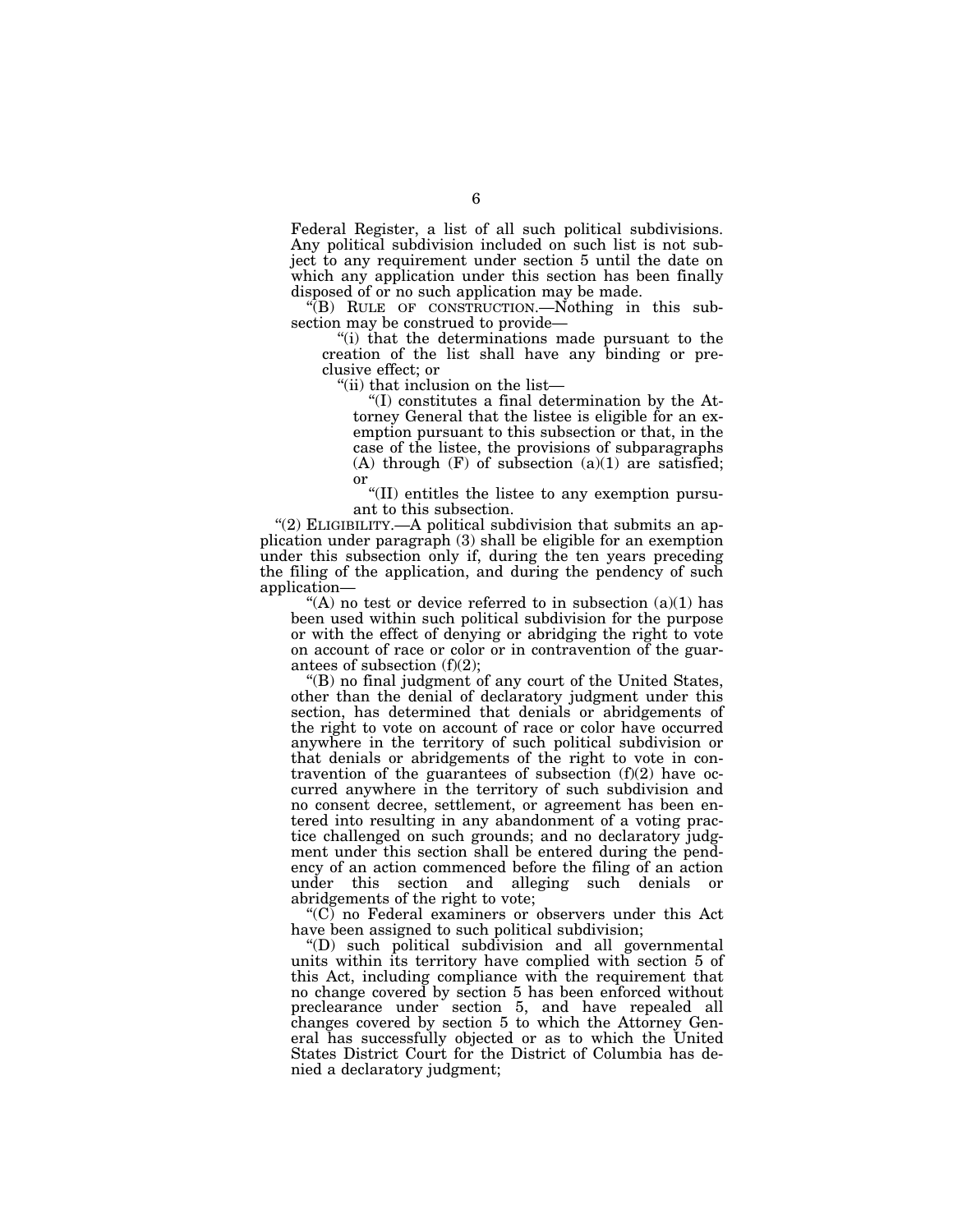Federal Register, a list of all such political subdivisions. Any political subdivision included on such list is not subject to any requirement under section 5 until the date on which any application under this section has been finally disposed of or no such application may be made.

"(B) RULE OF CONSTRUCTION.—Nothing in this subsection may be construed to provide—

"(i) that the determinations made pursuant to the creation of the list shall have any binding or preclusive effect; or

"(ii) that inclusion on the list—

"(I) constitutes a final determination by the Attorney General that the listee is eligible for an exemption pursuant to this subsection or that, in the case of the listee, the provisions of subparagraphs (A) through (F) of subsection (a)(1) are satisfied; or

"(II) entitles the listee to any exemption pursuant to this subsection.

"(2) ELIGIBILITY.—A political subdivision that submits an application under paragraph (3) shall be eligible for an exemption under this subsection only if, during the ten years preceding the filing of the application, and during the pendency of such application—

"(A) no test or device referred to in subsection (a)(1) has been used within such political subdivision for the purpose or with the effect of denying or abridging the right to vote on account of race or color or in contravention of the guarantees of subsection (f)(2);

"(B) no final judgment of any court of the United States, other than the denial of declaratory judgment under this section, has determined that denials or abridgements of the right to vote on account of race or color have occurred anywhere in the territory of such political subdivision or that denials or abridgements of the right to vote in contravention of the guarantees of subsection (f)(2) have occurred anywhere in the territory of such subdivision and no consent decree, settlement, or agreement has been entered into resulting in any abandonment of a voting practice challenged on such grounds; and no declaratory judgment under this section shall be entered during the pendency of an action commenced before the filing of an action under this section and alleging such denials or abridgements of the right to vote;

"(C) no Federal examiners or observers under this Act have been assigned to such political subdivision;

"(D) such political subdivision and all governmental units within its territory have complied with section 5 of this Act, including compliance with the requirement that no change covered by section 5 has been enforced without preclearance under section 5, and have repealed all changes covered by section 5 to which the Attorney General has successfully objected or as to which the United States District Court for the District of Columbia has denied a declaratory judgment;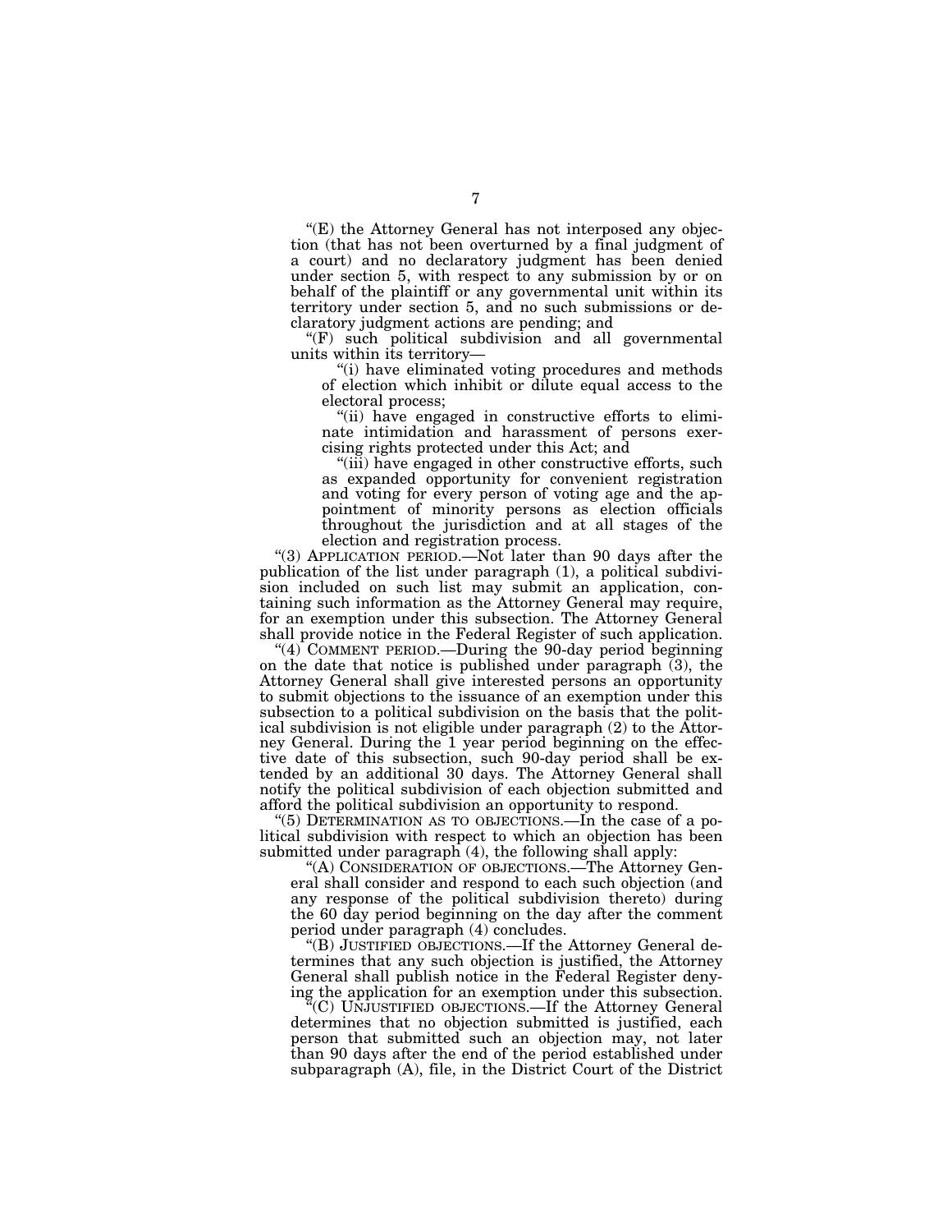"(E) the Attorney General has not interposed any objection (that has not been overturned by a final judgment of a court) and no declaratory judgment has been denied under section 5, with respect to any submission by or on behalf of the plaintiff or any governmental unit within its territory under section 5, and no such submissions or declaratory judgment actions are pending; and

"(F) such political subdivision and all governmental units within its territory—

"(i) have eliminated voting procedures and methods of election which inhibit or dilute equal access to the electoral process;

"(ii) have engaged in constructive efforts to eliminate intimidation and harassment of persons exercising rights protected under this Act; and

"(iii) have engaged in other constructive efforts, such as expanded opportunity for convenient registration and voting for every person of voting age and the appointment of minority persons as election officials throughout the jurisdiction and at all stages of the election and registration process.

"(3) APPLICATION PERIOD.—Not later than 90 days after the publication of the list under paragraph (1), a political subdivision included on such list may submit an application, containing such information as the Attorney General may require, for an exemption under this subsection. The Attorney General shall provide notice in the Federal Register of such application.

"(4) COMMENT PERIOD.—During the 90-day period beginning on the date that notice is published under paragraph (3), the Attorney General shall give interested persons an opportunity to submit objections to the issuance of an exemption under this subsection to a political subdivision on the basis that the political subdivision is not eligible under paragraph (2) to the Attorney General. During the 1 year period beginning on the effective date of this subsection, such 90-day period shall be extended by an additional 30 days. The Attorney General shall notify the political subdivision of each objection submitted and afford the political subdivision an opportunity to respond.

"(5) DETERMINATION AS TO OBJECTIONS.—In the case of a political subdivision with respect to which an objection has been submitted under paragraph (4), the following shall apply:

"(A) CONSIDERATION OF OBJECTIONS.—The Attorney General shall consider and respond to each such objection (and any response of the political subdivision thereto) during the 60 day period beginning on the day after the comment period under paragraph (4) concludes.

"(B) JUSTIFIED OBJECTIONS.—If the Attorney General determines that any such objection is justified, the Attorney General shall publish notice in the Federal Register denying the application for an exemption under this subsection.

"(C) UNJUSTIFIED OBJECTIONS.—If the Attorney General determines that no objection submitted is justified, each person that submitted such an objection may, not later than 90 days after the end of the period established under subparagraph (A), file, in the District Court of the District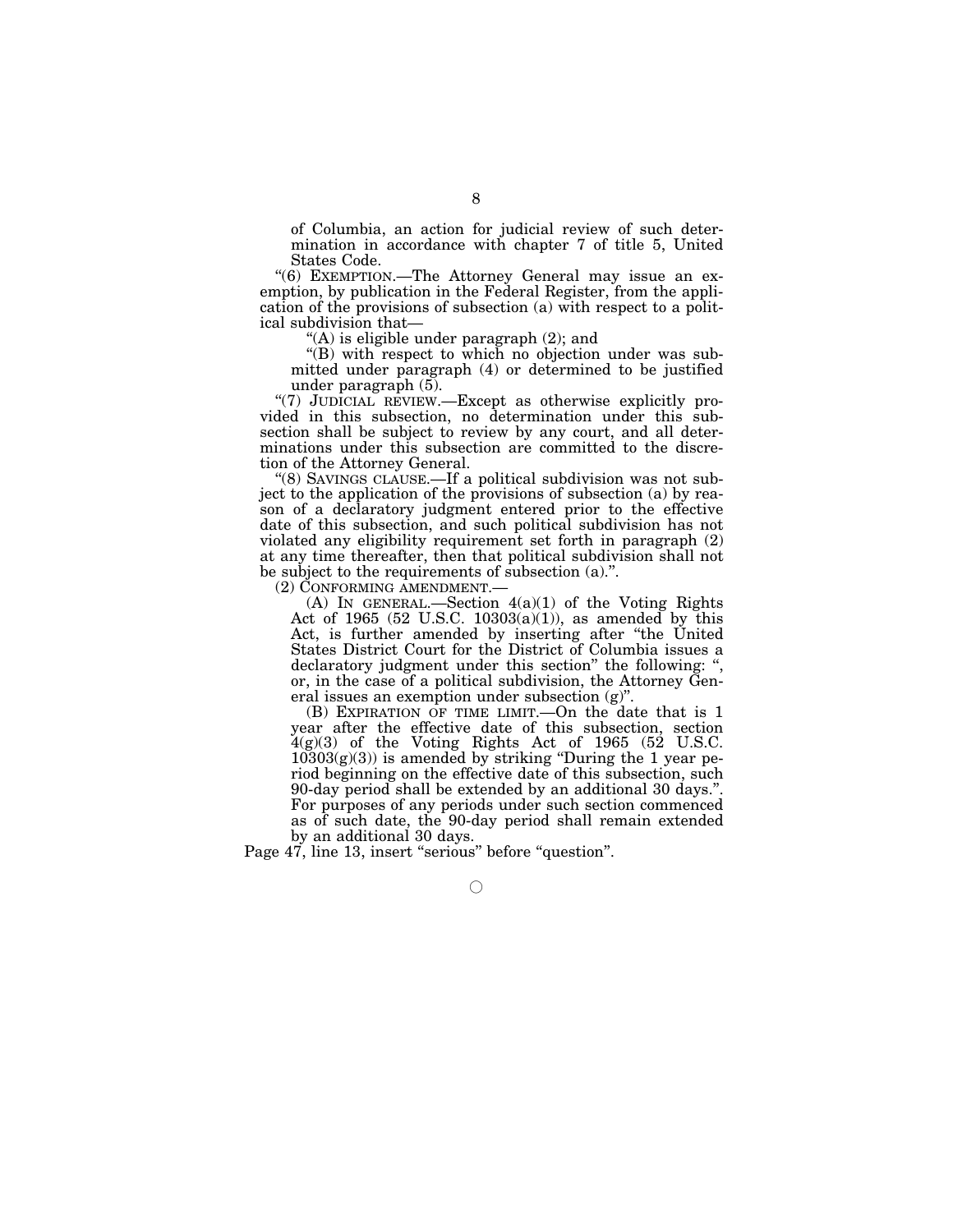of Columbia, an action for judicial review of such determination in accordance with chapter 7 of title 5, United States Code.

"(6) EXEMPTION.—The Attorney General may issue an exemption, by publication in the Federal Register, from the application of the provisions of subsection (a) with respect to a political subdivision that—

"(A) is eligible under paragraph (2); and

"(B) with respect to which no objection under was submitted under paragraph (4) or determined to be justified under paragraph (5).

"(7) JUDICIAL REVIEW.—Except as otherwise explicitly provided in this subsection, no determination under this subsection shall be subject to review by any court, and all determinations under this subsection are committed to the discretion of the Attorney General.

"(8) SAVINGS CLAUSE.—If a political subdivision was not subject to the application of the provisions of subsection (a) by reason of a declaratory judgment entered prior to the effective date of this subsection, and such political subdivision has not violated any eligibility requirement set forth in paragraph (2) at any time thereafter, then that political subdivision shall not be subject to the requirements of subsection (a).".

(2) CONFORMING AMENDMENT.—

(A) IN GENERAL.—Section 4(a)(1) of the Voting Rights Act of 1965 (52 U.S.C. 10303(a)(1)), as amended by this Act, is further amended by inserting after "the United States District Court for the District of Columbia issues a declaratory judgment under this section" the following: ", or, in the case of a political subdivision, the Attorney General issues an exemption under subsection (g)".

(B) EXPIRATION OF TIME LIMIT.—On the date that is 1 year after the effective date of this subsection, section 4(g)(3) of the Voting Rights Act of 1965 (52 U.S.C. 10303(g)(3)) is amended by striking "During the 1 year period beginning on the effective date of this subsection, such 90-day period shall be extended by an additional 30 days.". For purposes of any periods under such section commenced as of such date, the 90-day period shall remain extended by an additional 30 days.

Page 47, line 13, insert "serious" before "question".